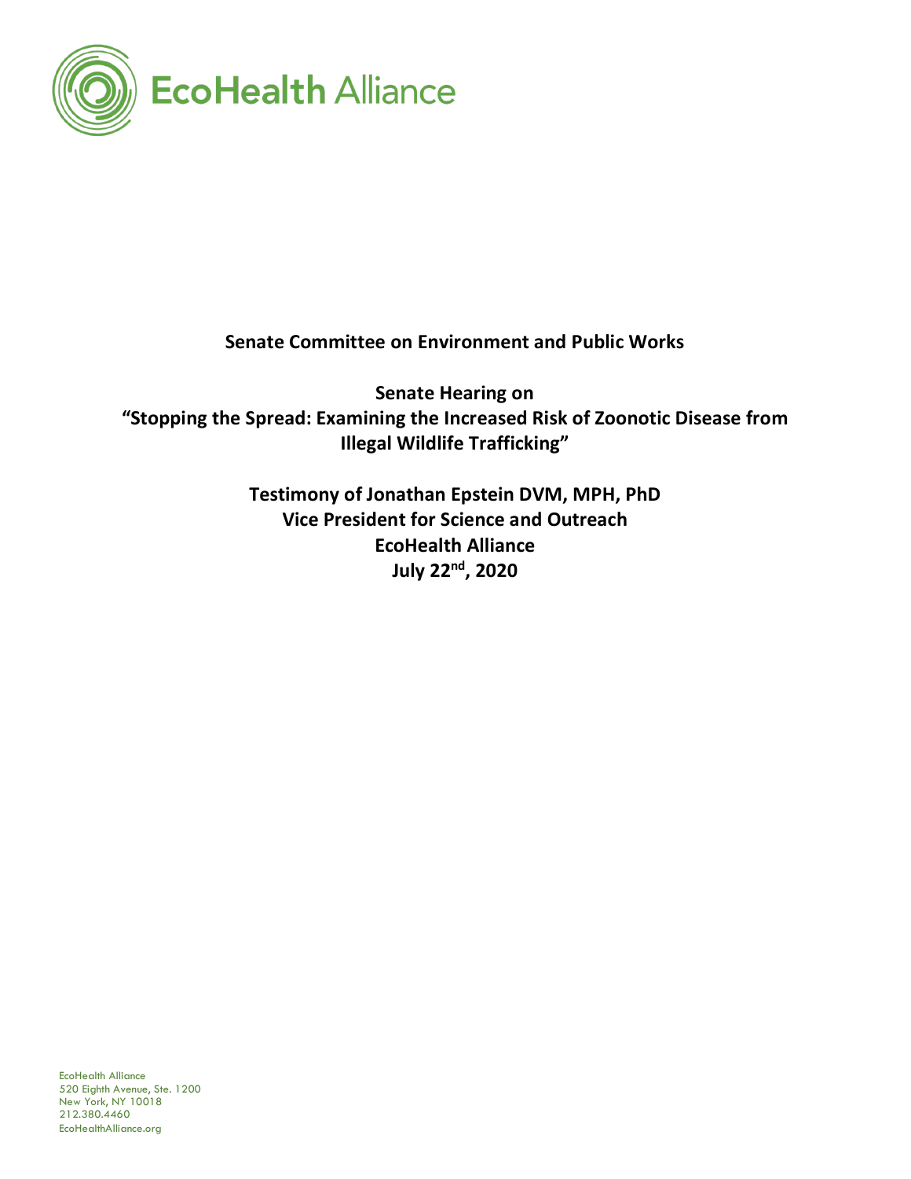EcoHealth Alliance

**Senate Committee on Environment and Public Works**

**Senate Hearing on**
**"Stopping the Spread: Examining the Increased Risk of Zoonotic Disease from Illegal Wildlife Trafficking"**

**Testimony of Jonathan Epstein DVM, MPH, PhD**
**Vice President for Science and Outreach**
**EcoHealth Alliance**
**July 22nd, 2020**

EcoHealth Alliance
520 Eighth Avenue, Ste. 1200
New York, NY 10018
212.380.4460
EcoHealthAlliance.org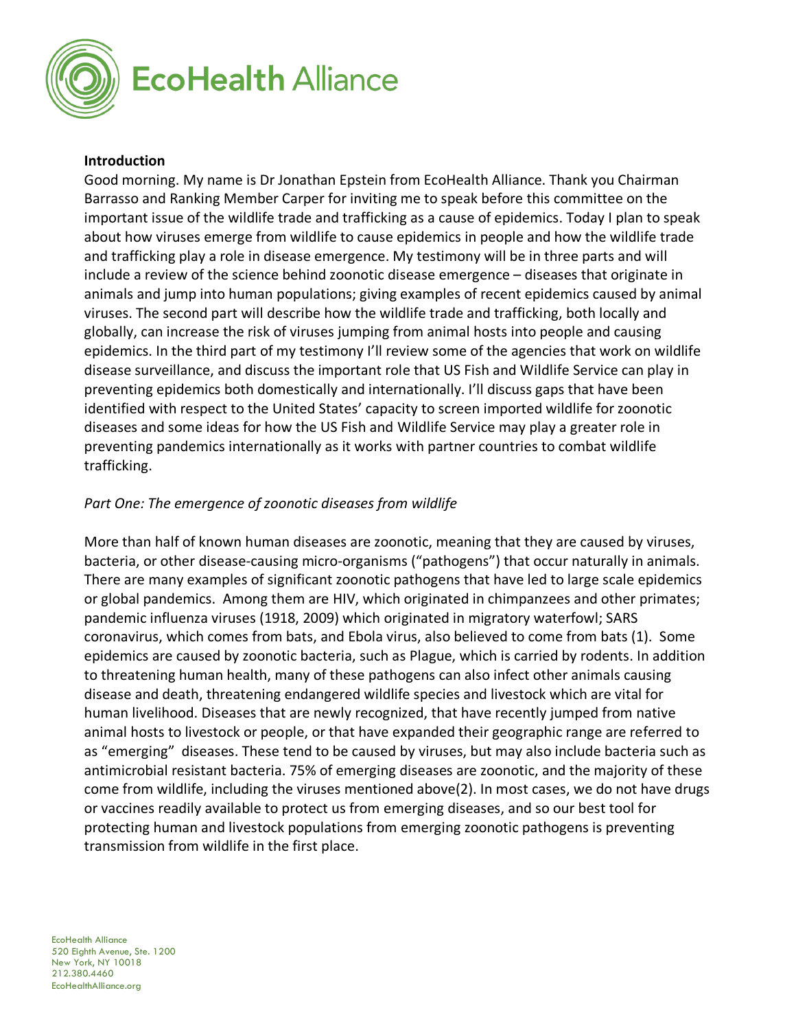**Introduction**

Good morning. My name is Dr Jonathan Epstein from EcoHealth Alliance. Thank you Chairman Barrasso and Ranking Member Carper for inviting me to speak before this committee on the important issue of the wildlife trade and trafficking as a cause of epidemics. Today I plan to speak about how viruses emerge from wildlife to cause epidemics in people and how the wildlife trade and trafficking play a role in disease emergence. My testimony will be in three parts and will include a review of the science behind zoonotic disease emergence – diseases that originate in animals and jump into human populations; giving examples of recent epidemics caused by animal viruses. The second part will describe how the wildlife trade and trafficking, both locally and globally, can increase the risk of viruses jumping from animal hosts into people and causing epidemics. In the third part of my testimony I'll review some of the agencies that work on wildlife disease surveillance, and discuss the important role that US Fish and Wildlife Service can play in preventing epidemics both domestically and internationally. I'll discuss gaps that have been identified with respect to the United States' capacity to screen imported wildlife for zoonotic diseases and some ideas for how the US Fish and Wildlife Service may play a greater role in preventing pandemics internationally as it works with partner countries to combat wildlife trafficking.

*Part One: The emergence of zoonotic diseases from wildlife*

More than half of known human diseases are zoonotic, meaning that they are caused by viruses, bacteria, or other disease-causing micro-organisms ("pathogens") that occur naturally in animals. There are many examples of significant zoonotic pathogens that have led to large scale epidemics or global pandemics. Among them are HIV, which originated in chimpanzees and other primates; pandemic influenza viruses (1918, 2009) which originated in migratory waterfowl; SARS coronavirus, which comes from bats, and Ebola virus, also believed to come from bats (1). Some epidemics are caused by zoonotic bacteria, such as Plague, which is carried by rodents. In addition to threatening human health, many of these pathogens can also infect other animals causing disease and death, threatening endangered wildlife species and livestock which are vital for human livelihood. Diseases that are newly recognized, that have recently jumped from native animal hosts to livestock or people, or that have expanded their geographic range are referred to as "emerging" diseases. These tend to be caused by viruses, but may also include bacteria such as antimicrobial resistant bacteria. 75% of emerging diseases are zoonotic, and the majority of these come from wildlife, including the viruses mentioned above(2). In most cases, we do not have drugs or vaccines readily available to protect us from emerging diseases, and so our best tool for protecting human and livestock populations from emerging zoonotic pathogens is preventing transmission from wildlife in the first place.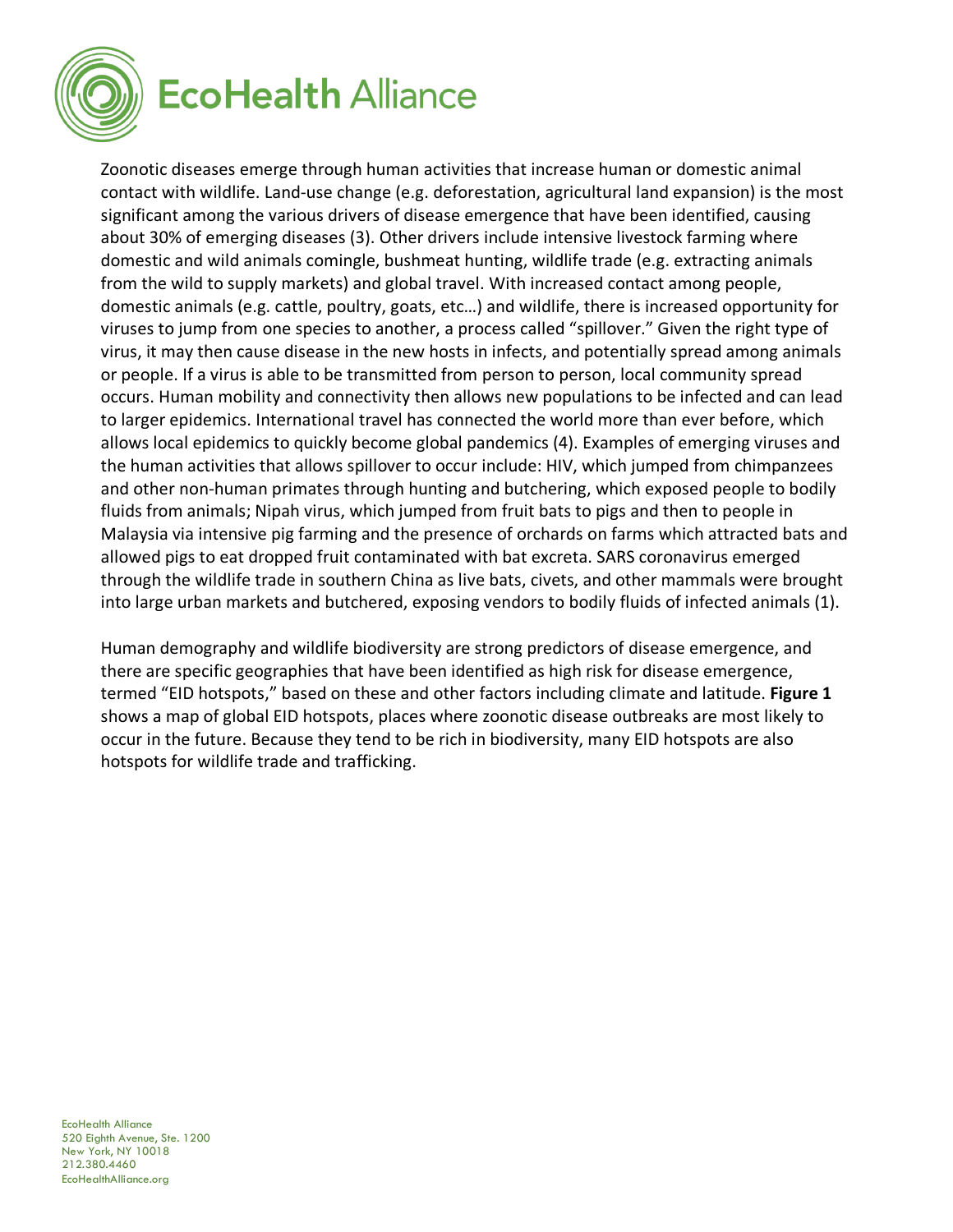Zoonotic diseases emerge through human activities that increase human or domestic animal contact with wildlife. Land-use change (e.g. deforestation, agricultural land expansion) is the most significant among the various drivers of disease emergence that have been identified, causing about 30% of emerging diseases (3). Other drivers include intensive livestock farming where domestic and wild animals comingle, bushmeat hunting, wildlife trade (e.g. extracting animals from the wild to supply markets) and global travel. With increased contact among people, domestic animals (e.g. cattle, poultry, goats, etc…) and wildlife, there is increased opportunity for viruses to jump from one species to another, a process called "spillover." Given the right type of virus, it may then cause disease in the new hosts in infects, and potentially spread among animals or people. If a virus is able to be transmitted from person to person, local community spread occurs. Human mobility and connectivity then allows new populations to be infected and can lead to larger epidemics. International travel has connected the world more than ever before, which allows local epidemics to quickly become global pandemics (4). Examples of emerging viruses and the human activities that allows spillover to occur include: HIV, which jumped from chimpanzees and other non-human primates through hunting and butchering, which exposed people to bodily fluids from animals; Nipah virus, which jumped from fruit bats to pigs and then to people in Malaysia via intensive pig farming and the presence of orchards on farms which attracted bats and allowed pigs to eat dropped fruit contaminated with bat excreta. SARS coronavirus emerged through the wildlife trade in southern China as live bats, civets, and other mammals were brought into large urban markets and butchered, exposing vendors to bodily fluids of infected animals (1).

Human demography and wildlife biodiversity are strong predictors of disease emergence, and there are specific geographies that have been identified as high risk for disease emergence, termed "EID hotspots," based on these and other factors including climate and latitude. **Figure 1** shows a map of global EID hotspots, places where zoonotic disease outbreaks are most likely to occur in the future. Because they tend to be rich in biodiversity, many EID hotspots are also hotspots for wildlife trade and trafficking.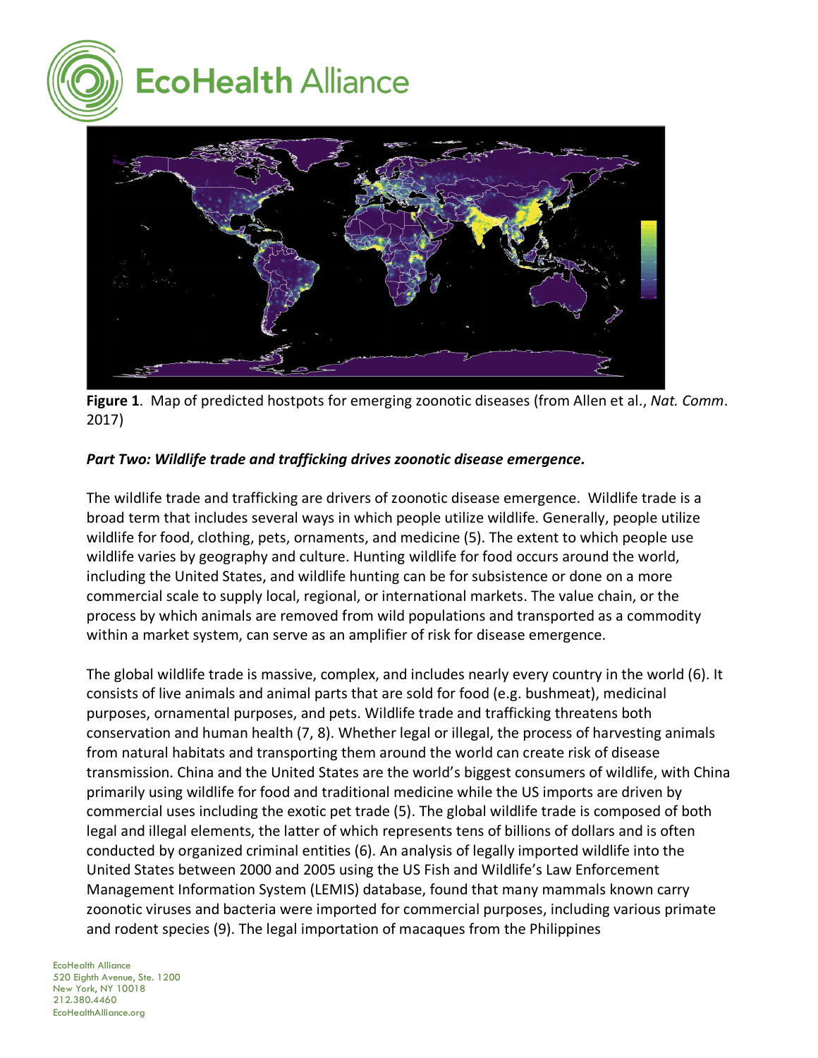**Figure 1**. Map of predicted hostpots for emerging zoonotic diseases (from Allen et al., *Nat. Comm*. 2017)

***Part Two: Wildlife trade and trafficking drives zoonotic disease emergence.***

The wildlife trade and trafficking are drivers of zoonotic disease emergence. Wildlife trade is a broad term that includes several ways in which people utilize wildlife. Generally, people utilize wildlife for food, clothing, pets, ornaments, and medicine (5). The extent to which people use wildlife varies by geography and culture. Hunting wildlife for food occurs around the world, including the United States, and wildlife hunting can be for subsistence or done on a more commercial scale to supply local, regional, or international markets. The value chain, or the process by which animals are removed from wild populations and transported as a commodity within a market system, can serve as an amplifier of risk for disease emergence.

The global wildlife trade is massive, complex, and includes nearly every country in the world (6). It consists of live animals and animal parts that are sold for food (e.g. bushmeat), medicinal purposes, ornamental purposes, and pets. Wildlife trade and trafficking threatens both conservation and human health (7, 8). Whether legal or illegal, the process of harvesting animals from natural habitats and transporting them around the world can create risk of disease transmission. China and the United States are the world's biggest consumers of wildlife, with China primarily using wildlife for food and traditional medicine while the US imports are driven by commercial uses including the exotic pet trade (5). The global wildlife trade is composed of both legal and illegal elements, the latter of which represents tens of billions of dollars and is often conducted by organized criminal entities (6). An analysis of legally imported wildlife into the United States between 2000 and 2005 using the US Fish and Wildlife's Law Enforcement Management Information System (LEMIS) database, found that many mammals known carry zoonotic viruses and bacteria were imported for commercial purposes, including various primate and rodent species (9). The legal importation of macaques from the Philippines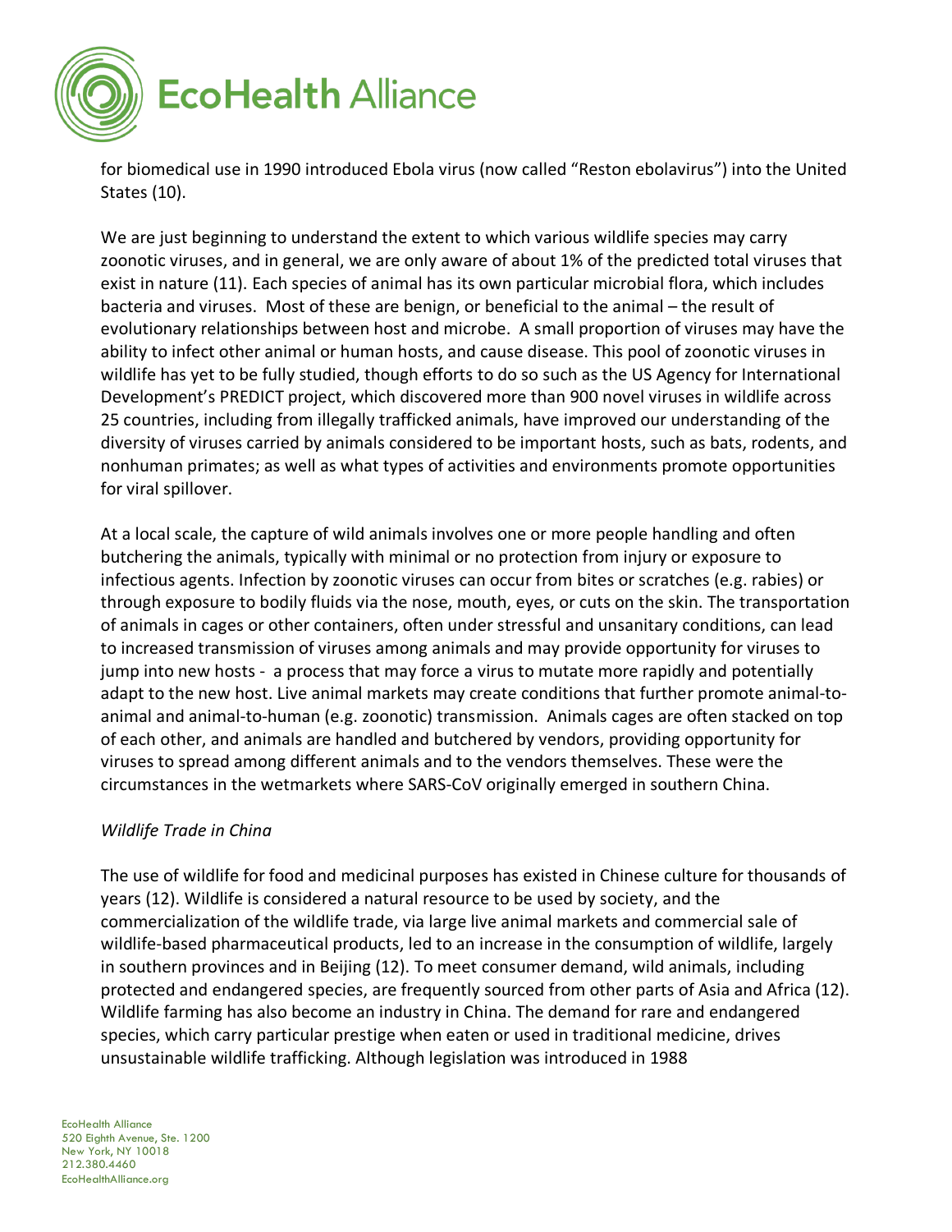for biomedical use in 1990 introduced Ebola virus (now called "Reston ebolavirus") into the United States (10).

We are just beginning to understand the extent to which various wildlife species may carry zoonotic viruses, and in general, we are only aware of about 1% of the predicted total viruses that exist in nature (11). Each species of animal has its own particular microbial flora, which includes bacteria and viruses. Most of these are benign, or beneficial to the animal – the result of evolutionary relationships between host and microbe. A small proportion of viruses may have the ability to infect other animal or human hosts, and cause disease. This pool of zoonotic viruses in wildlife has yet to be fully studied, though efforts to do so such as the US Agency for International Development's PREDICT project, which discovered more than 900 novel viruses in wildlife across 25 countries, including from illegally trafficked animals, have improved our understanding of the diversity of viruses carried by animals considered to be important hosts, such as bats, rodents, and nonhuman primates; as well as what types of activities and environments promote opportunities for viral spillover.

At a local scale, the capture of wild animals involves one or more people handling and often butchering the animals, typically with minimal or no protection from injury or exposure to infectious agents. Infection by zoonotic viruses can occur from bites or scratches (e.g. rabies) or through exposure to bodily fluids via the nose, mouth, eyes, or cuts on the skin. The transportation of animals in cages or other containers, often under stressful and unsanitary conditions, can lead to increased transmission of viruses among animals and may provide opportunity for viruses to jump into new hosts - a process that may force a virus to mutate more rapidly and potentially adapt to the new host. Live animal markets may create conditions that further promote animal-to-animal and animal-to-human (e.g. zoonotic) transmission. Animals cages are often stacked on top of each other, and animals are handled and butchered by vendors, providing opportunity for viruses to spread among different animals and to the vendors themselves. These were the circumstances in the wetmarkets where SARS-CoV originally emerged in southern China.

*Wildlife Trade in China*

The use of wildlife for food and medicinal purposes has existed in Chinese culture for thousands of years (12). Wildlife is considered a natural resource to be used by society, and the commercialization of the wildlife trade, via large live animal markets and commercial sale of wildlife-based pharmaceutical products, led to an increase in the consumption of wildlife, largely in southern provinces and in Beijing (12). To meet consumer demand, wild animals, including protected and endangered species, are frequently sourced from other parts of Asia and Africa (12). Wildlife farming has also become an industry in China. The demand for rare and endangered species, which carry particular prestige when eaten or used in traditional medicine, drives unsustainable wildlife trafficking. Although legislation was introduced in 1988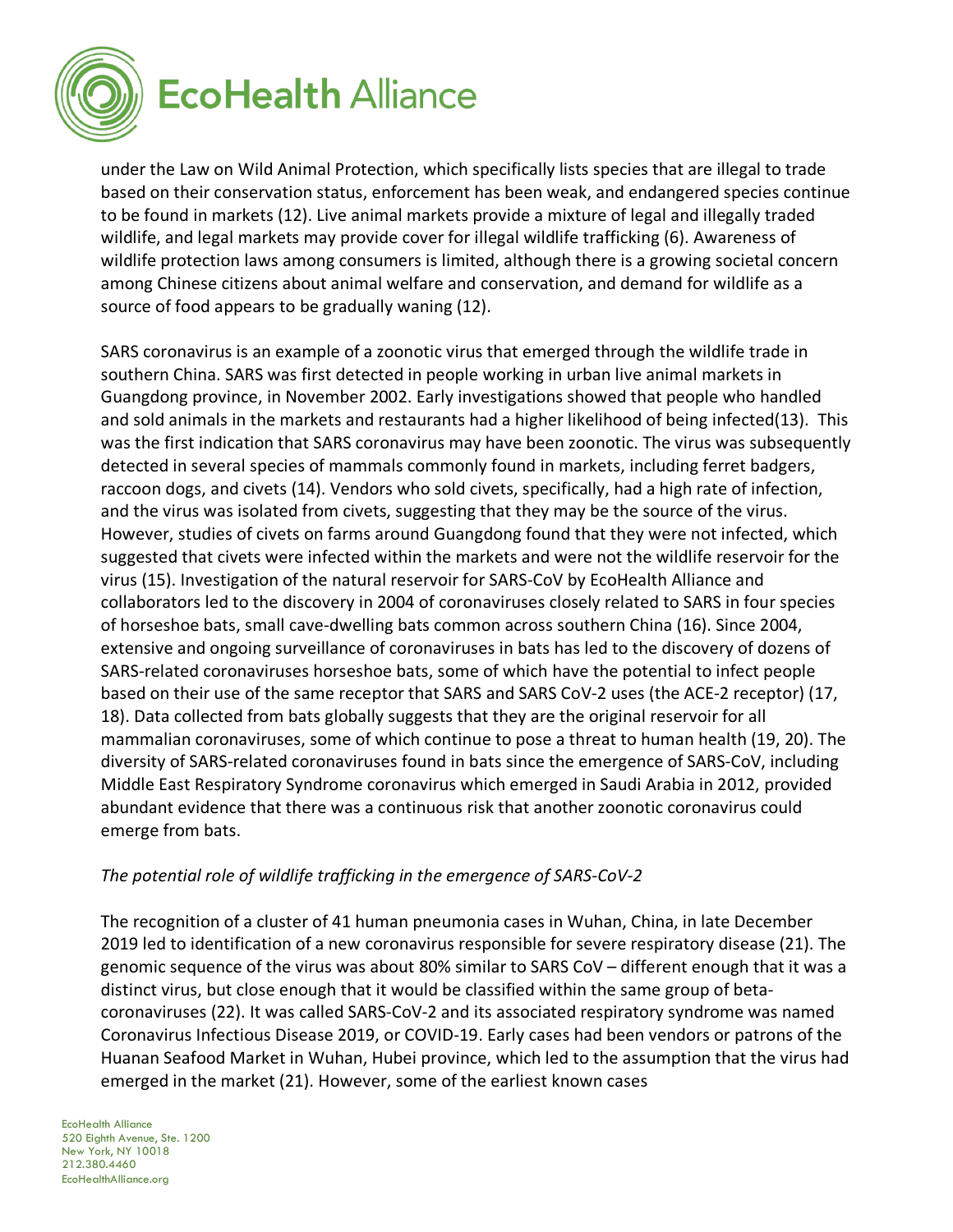under the Law on Wild Animal Protection, which specifically lists species that are illegal to trade based on their conservation status, enforcement has been weak, and endangered species continue to be found in markets (12). Live animal markets provide a mixture of legal and illegally traded wildlife, and legal markets may provide cover for illegal wildlife trafficking (6). Awareness of wildlife protection laws among consumers is limited, although there is a growing societal concern among Chinese citizens about animal welfare and conservation, and demand for wildlife as a source of food appears to be gradually waning (12).

SARS coronavirus is an example of a zoonotic virus that emerged through the wildlife trade in southern China. SARS was first detected in people working in urban live animal markets in Guangdong province, in November 2002. Early investigations showed that people who handled and sold animals in the markets and restaurants had a higher likelihood of being infected(13). This was the first indication that SARS coronavirus may have been zoonotic. The virus was subsequently detected in several species of mammals commonly found in markets, including ferret badgers, raccoon dogs, and civets (14). Vendors who sold civets, specifically, had a high rate of infection, and the virus was isolated from civets, suggesting that they may be the source of the virus. However, studies of civets on farms around Guangdong found that they were not infected, which suggested that civets were infected within the markets and were not the wildlife reservoir for the virus (15). Investigation of the natural reservoir for SARS-CoV by EcoHealth Alliance and collaborators led to the discovery in 2004 of coronaviruses closely related to SARS in four species of horseshoe bats, small cave-dwelling bats common across southern China (16). Since 2004, extensive and ongoing surveillance of coronaviruses in bats has led to the discovery of dozens of SARS-related coronaviruses horseshoe bats, some of which have the potential to infect people based on their use of the same receptor that SARS and SARS CoV-2 uses (the ACE-2 receptor) (17, 18). Data collected from bats globally suggests that they are the original reservoir for all mammalian coronaviruses, some of which continue to pose a threat to human health (19, 20). The diversity of SARS-related coronaviruses found in bats since the emergence of SARS-CoV, including Middle East Respiratory Syndrome coronavirus which emerged in Saudi Arabia in 2012, provided abundant evidence that there was a continuous risk that another zoonotic coronavirus could emerge from bats.

*The potential role of wildlife trafficking in the emergence of SARS-CoV-2*

The recognition of a cluster of 41 human pneumonia cases in Wuhan, China, in late December 2019 led to identification of a new coronavirus responsible for severe respiratory disease (21). The genomic sequence of the virus was about 80% similar to SARS CoV – different enough that it was a distinct virus, but close enough that it would be classified within the same group of beta-coronaviruses (22). It was called SARS-CoV-2 and its associated respiratory syndrome was named Coronavirus Infectious Disease 2019, or COVID-19. Early cases had been vendors or patrons of the Huanan Seafood Market in Wuhan, Hubei province, which led to the assumption that the virus had emerged in the market (21). However, some of the earliest known cases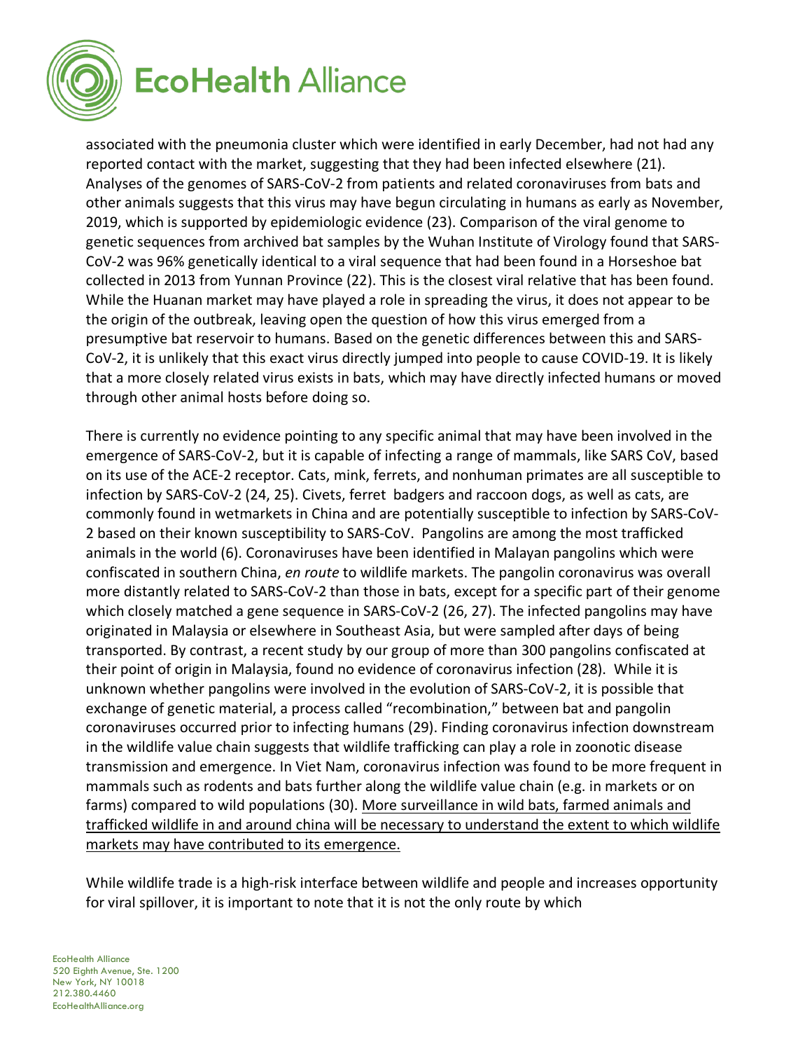associated with the pneumonia cluster which were identified in early December, had not had any reported contact with the market, suggesting that they had been infected elsewhere (21). Analyses of the genomes of SARS-CoV-2 from patients and related coronaviruses from bats and other animals suggests that this virus may have begun circulating in humans as early as November, 2019, which is supported by epidemiologic evidence (23). Comparison of the viral genome to genetic sequences from archived bat samples by the Wuhan Institute of Virology found that SARS-CoV-2 was 96% genetically identical to a viral sequence that had been found in a Horseshoe bat collected in 2013 from Yunnan Province (22). This is the closest viral relative that has been found. While the Huanan market may have played a role in spreading the virus, it does not appear to be the origin of the outbreak, leaving open the question of how this virus emerged from a presumptive bat reservoir to humans. Based on the genetic differences between this and SARS-CoV-2, it is unlikely that this exact virus directly jumped into people to cause COVID-19. It is likely that a more closely related virus exists in bats, which may have directly infected humans or moved through other animal hosts before doing so.

There is currently no evidence pointing to any specific animal that may have been involved in the emergence of SARS-CoV-2, but it is capable of infecting a range of mammals, like SARS CoV, based on its use of the ACE-2 receptor. Cats, mink, ferrets, and nonhuman primates are all susceptible to infection by SARS-CoV-2 (24, 25). Civets, ferret badgers and raccoon dogs, as well as cats, are commonly found in wetmarkets in China and are potentially susceptible to infection by SARS-CoV-2 based on their known susceptibility to SARS-CoV. Pangolins are among the most trafficked animals in the world (6). Coronaviruses have been identified in Malayan pangolins which were confiscated in southern China, *en route* to wildlife markets. The pangolin coronavirus was overall more distantly related to SARS-CoV-2 than those in bats, except for a specific part of their genome which closely matched a gene sequence in SARS-CoV-2 (26, 27). The infected pangolins may have originated in Malaysia or elsewhere in Southeast Asia, but were sampled after days of being transported. By contrast, a recent study by our group of more than 300 pangolins confiscated at their point of origin in Malaysia, found no evidence of coronavirus infection (28). While it is unknown whether pangolins were involved in the evolution of SARS-CoV-2, it is possible that exchange of genetic material, a process called "recombination," between bat and pangolin coronaviruses occurred prior to infecting humans (29). Finding coronavirus infection downstream in the wildlife value chain suggests that wildlife trafficking can play a role in zoonotic disease transmission and emergence. In Viet Nam, coronavirus infection was found to be more frequent in mammals such as rodents and bats further along the wildlife value chain (e.g. in markets or on farms) compared to wild populations (30). <u>More surveillance in wild bats, farmed animals and trafficked wildlife in and around china will be necessary to understand the extent to which wildlife markets may have contributed to its emergence.</u>

While wildlife trade is a high-risk interface between wildlife and people and increases opportunity for viral spillover, it is important to note that it is not the only route by which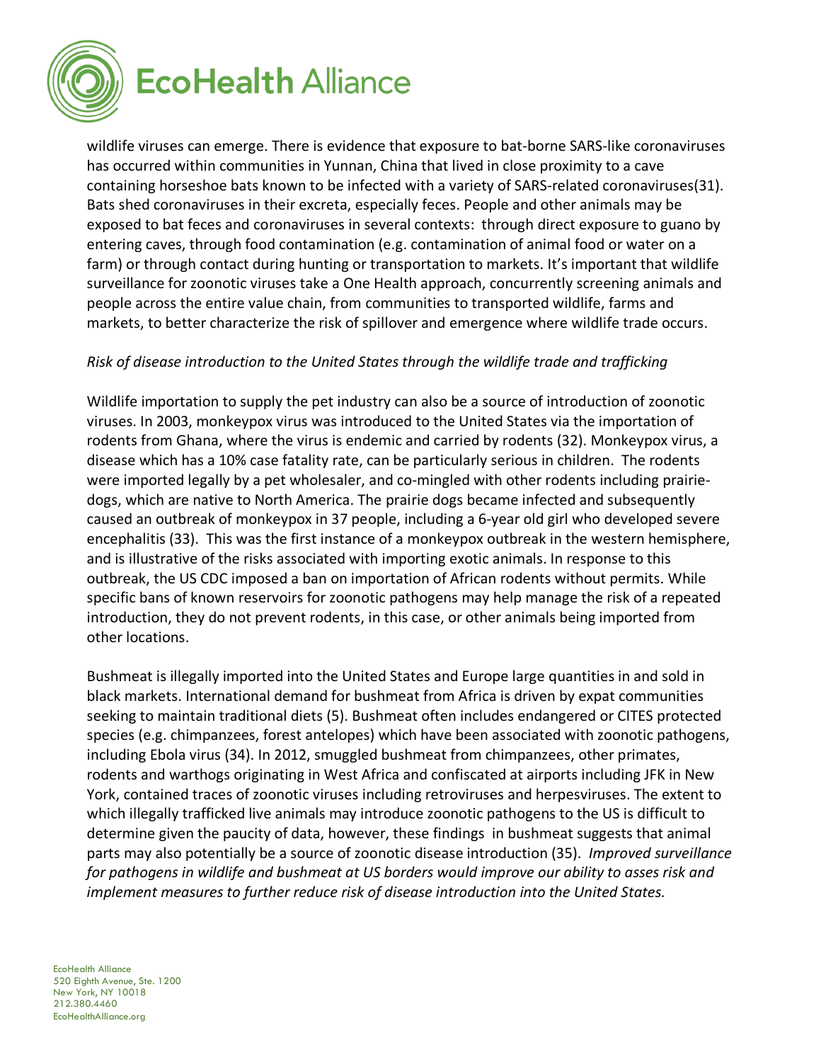wildlife viruses can emerge. There is evidence that exposure to bat-borne SARS-like coronaviruses has occurred within communities in Yunnan, China that lived in close proximity to a cave containing horseshoe bats known to be infected with a variety of SARS-related coronaviruses(31). Bats shed coronaviruses in their excreta, especially feces. People and other animals may be exposed to bat feces and coronaviruses in several contexts: through direct exposure to guano by entering caves, through food contamination (e.g. contamination of animal food or water on a farm) or through contact during hunting or transportation to markets. It's important that wildlife surveillance for zoonotic viruses take a One Health approach, concurrently screening animals and people across the entire value chain, from communities to transported wildlife, farms and markets, to better characterize the risk of spillover and emergence where wildlife trade occurs.

*Risk of disease introduction to the United States through the wildlife trade and trafficking*

Wildlife importation to supply the pet industry can also be a source of introduction of zoonotic viruses. In 2003, monkeypox virus was introduced to the United States via the importation of rodents from Ghana, where the virus is endemic and carried by rodents (32). Monkeypox virus, a disease which has a 10% case fatality rate, can be particularly serious in children. The rodents were imported legally by a pet wholesaler, and co-mingled with other rodents including prairie-dogs, which are native to North America. The prairie dogs became infected and subsequently caused an outbreak of monkeypox in 37 people, including a 6-year old girl who developed severe encephalitis (33). This was the first instance of a monkeypox outbreak in the western hemisphere, and is illustrative of the risks associated with importing exotic animals. In response to this outbreak, the US CDC imposed a ban on importation of African rodents without permits. While specific bans of known reservoirs for zoonotic pathogens may help manage the risk of a repeated introduction, they do not prevent rodents, in this case, or other animals being imported from other locations.

Bushmeat is illegally imported into the United States and Europe large quantities in and sold in black markets. International demand for bushmeat from Africa is driven by expat communities seeking to maintain traditional diets (5). Bushmeat often includes endangered or CITES protected species (e.g. chimpanzees, forest antelopes) which have been associated with zoonotic pathogens, including Ebola virus (34). In 2012, smuggled bushmeat from chimpanzees, other primates, rodents and warthogs originating in West Africa and confiscated at airports including JFK in New York, contained traces of zoonotic viruses including retroviruses and herpesviruses. The extent to which illegally trafficked live animals may introduce zoonotic pathogens to the US is difficult to determine given the paucity of data, however, these findings in bushmeat suggests that animal parts may also potentially be a source of zoonotic disease introduction (35). *Improved surveillance for pathogens in wildlife and bushmeat at US borders would improve our ability to asses risk and implement measures to further reduce risk of disease introduction into the United States.*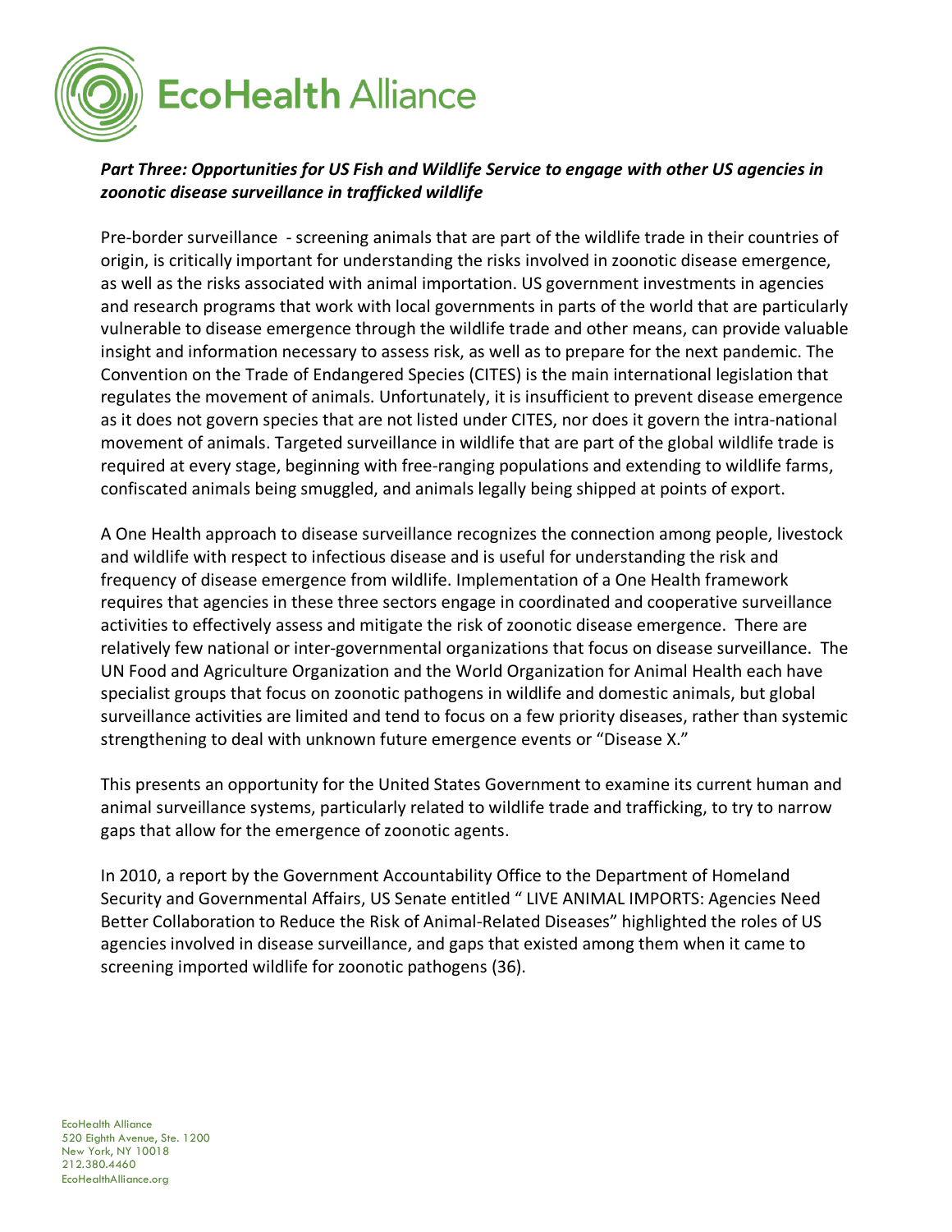*Part Three: Opportunities for US Fish and Wildlife Service to engage with other US agencies in zoonotic disease surveillance in trafficked wildlife*

Pre-border surveillance - screening animals that are part of the wildlife trade in their countries of origin, is critically important for understanding the risks involved in zoonotic disease emergence, as well as the risks associated with animal importation. US government investments in agencies and research programs that work with local governments in parts of the world that are particularly vulnerable to disease emergence through the wildlife trade and other means, can provide valuable insight and information necessary to assess risk, as well as to prepare for the next pandemic. The Convention on the Trade of Endangered Species (CITES) is the main international legislation that regulates the movement of animals. Unfortunately, it is insufficient to prevent disease emergence as it does not govern species that are not listed under CITES, nor does it govern the intra-national movement of animals. Targeted surveillance in wildlife that are part of the global wildlife trade is required at every stage, beginning with free-ranging populations and extending to wildlife farms, confiscated animals being smuggled, and animals legally being shipped at points of export.

A One Health approach to disease surveillance recognizes the connection among people, livestock and wildlife with respect to infectious disease and is useful for understanding the risk and frequency of disease emergence from wildlife. Implementation of a One Health framework requires that agencies in these three sectors engage in coordinated and cooperative surveillance activities to effectively assess and mitigate the risk of zoonotic disease emergence. There are relatively few national or inter-governmental organizations that focus on disease surveillance. The UN Food and Agriculture Organization and the World Organization for Animal Health each have specialist groups that focus on zoonotic pathogens in wildlife and domestic animals, but global surveillance activities are limited and tend to focus on a few priority diseases, rather than systemic strengthening to deal with unknown future emergence events or "Disease X."

This presents an opportunity for the United States Government to examine its current human and animal surveillance systems, particularly related to wildlife trade and trafficking, to try to narrow gaps that allow for the emergence of zoonotic agents.

In 2010, a report by the Government Accountability Office to the Department of Homeland Security and Governmental Affairs, US Senate entitled " LIVE ANIMAL IMPORTS: Agencies Need Better Collaboration to Reduce the Risk of Animal-Related Diseases" highlighted the roles of US agencies involved in disease surveillance, and gaps that existed among them when it came to screening imported wildlife for zoonotic pathogens (36).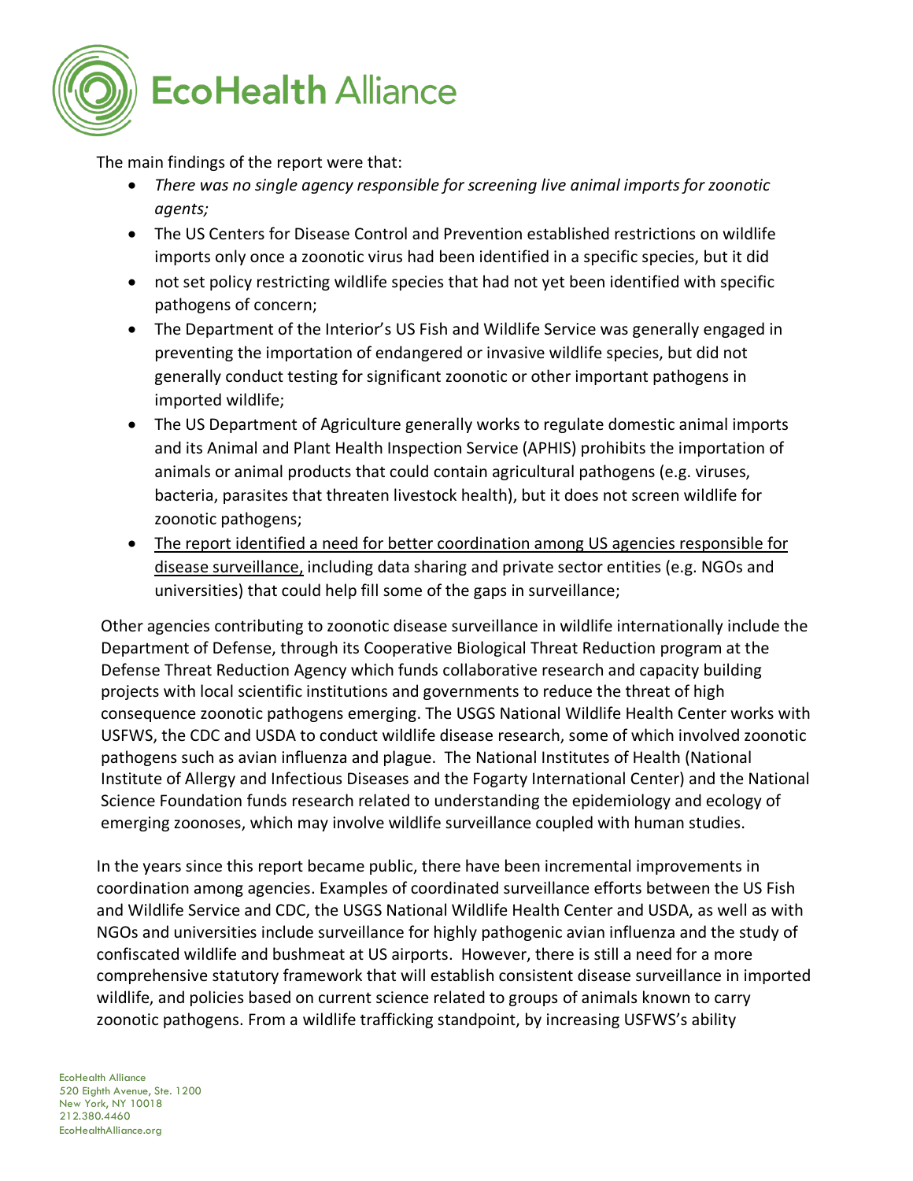The main findings of the report were that:

- *There was no single agency responsible for screening live animal imports for zoonotic agents;*
- The US Centers for Disease Control and Prevention established restrictions on wildlife imports only once a zoonotic virus had been identified in a specific species, but it did
- not set policy restricting wildlife species that had not yet been identified with specific pathogens of concern;
- The Department of the Interior's US Fish and Wildlife Service was generally engaged in preventing the importation of endangered or invasive wildlife species, but did not generally conduct testing for significant zoonotic or other important pathogens in imported wildlife;
- The US Department of Agriculture generally works to regulate domestic animal imports and its Animal and Plant Health Inspection Service (APHIS) prohibits the importation of animals or animal products that could contain agricultural pathogens (e.g. viruses, bacteria, parasites that threaten livestock health), but it does not screen wildlife for zoonotic pathogens;
- <u>The report identified a need for better coordination among US agencies responsible for disease surveillance,</u> including data sharing and private sector entities (e.g. NGOs and universities) that could help fill some of the gaps in surveillance;

Other agencies contributing to zoonotic disease surveillance in wildlife internationally include the Department of Defense, through its Cooperative Biological Threat Reduction program at the Defense Threat Reduction Agency which funds collaborative research and capacity building projects with local scientific institutions and governments to reduce the threat of high consequence zoonotic pathogens emerging. The USGS National Wildlife Health Center works with USFWS, the CDC and USDA to conduct wildlife disease research, some of which involved zoonotic pathogens such as avian influenza and plague. The National Institutes of Health (National Institute of Allergy and Infectious Diseases and the Fogarty International Center) and the National Science Foundation funds research related to understanding the epidemiology and ecology of emerging zoonoses, which may involve wildlife surveillance coupled with human studies.

In the years since this report became public, there have been incremental improvements in coordination among agencies. Examples of coordinated surveillance efforts between the US Fish and Wildlife Service and CDC, the USGS National Wildlife Health Center and USDA, as well as with NGOs and universities include surveillance for highly pathogenic avian influenza and the study of confiscated wildlife and bushmeat at US airports. However, there is still a need for a more comprehensive statutory framework that will establish consistent disease surveillance in imported wildlife, and policies based on current science related to groups of animals known to carry zoonotic pathogens. From a wildlife trafficking standpoint, by increasing USFWS's ability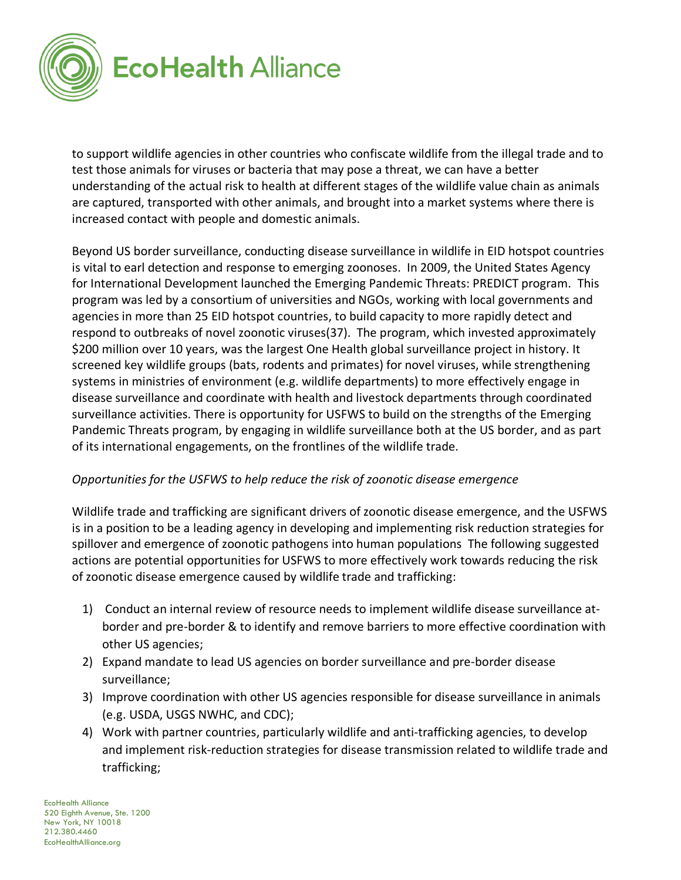to support wildlife agencies in other countries who confiscate wildlife from the illegal trade and to test those animals for viruses or bacteria that may pose a threat, we can have a better understanding of the actual risk to health at different stages of the wildlife value chain as animals are captured, transported with other animals, and brought into a market systems where there is increased contact with people and domestic animals.

Beyond US border surveillance, conducting disease surveillance in wildlife in EID hotspot countries is vital to earl detection and response to emerging zoonoses. In 2009, the United States Agency for International Development launched the Emerging Pandemic Threats: PREDICT program. This program was led by a consortium of universities and NGOs, working with local governments and agencies in more than 25 EID hotspot countries, to build capacity to more rapidly detect and respond to outbreaks of novel zoonotic viruses(37). The program, which invested approximately $200 million over 10 years, was the largest One Health global surveillance project in history. It screened key wildlife groups (bats, rodents and primates) for novel viruses, while strengthening systems in ministries of environment (e.g. wildlife departments) to more effectively engage in disease surveillance and coordinate with health and livestock departments through coordinated surveillance activities. There is opportunity for USFWS to build on the strengths of the Emerging Pandemic Threats program, by engaging in wildlife surveillance both at the US border, and as part of its international engagements, on the frontlines of the wildlife trade.

*Opportunities for the USFWS to help reduce the risk of zoonotic disease emergence*

Wildlife trade and trafficking are significant drivers of zoonotic disease emergence, and the USFWS is in a position to be a leading agency in developing and implementing risk reduction strategies for spillover and emergence of zoonotic pathogens into human populations The following suggested actions are potential opportunities for USFWS to more effectively work towards reducing the risk of zoonotic disease emergence caused by wildlife trade and trafficking:

1) Conduct an internal review of resource needs to implement wildlife disease surveillance at-border and pre-border & to identify and remove barriers to more effective coordination with other US agencies;
2) Expand mandate to lead US agencies on border surveillance and pre-border disease surveillance;
3) Improve coordination with other US agencies responsible for disease surveillance in animals (e.g. USDA, USGS NWHC, and CDC);
4) Work with partner countries, particularly wildlife and anti-trafficking agencies, to develop and implement risk-reduction strategies for disease transmission related to wildlife trade and trafficking;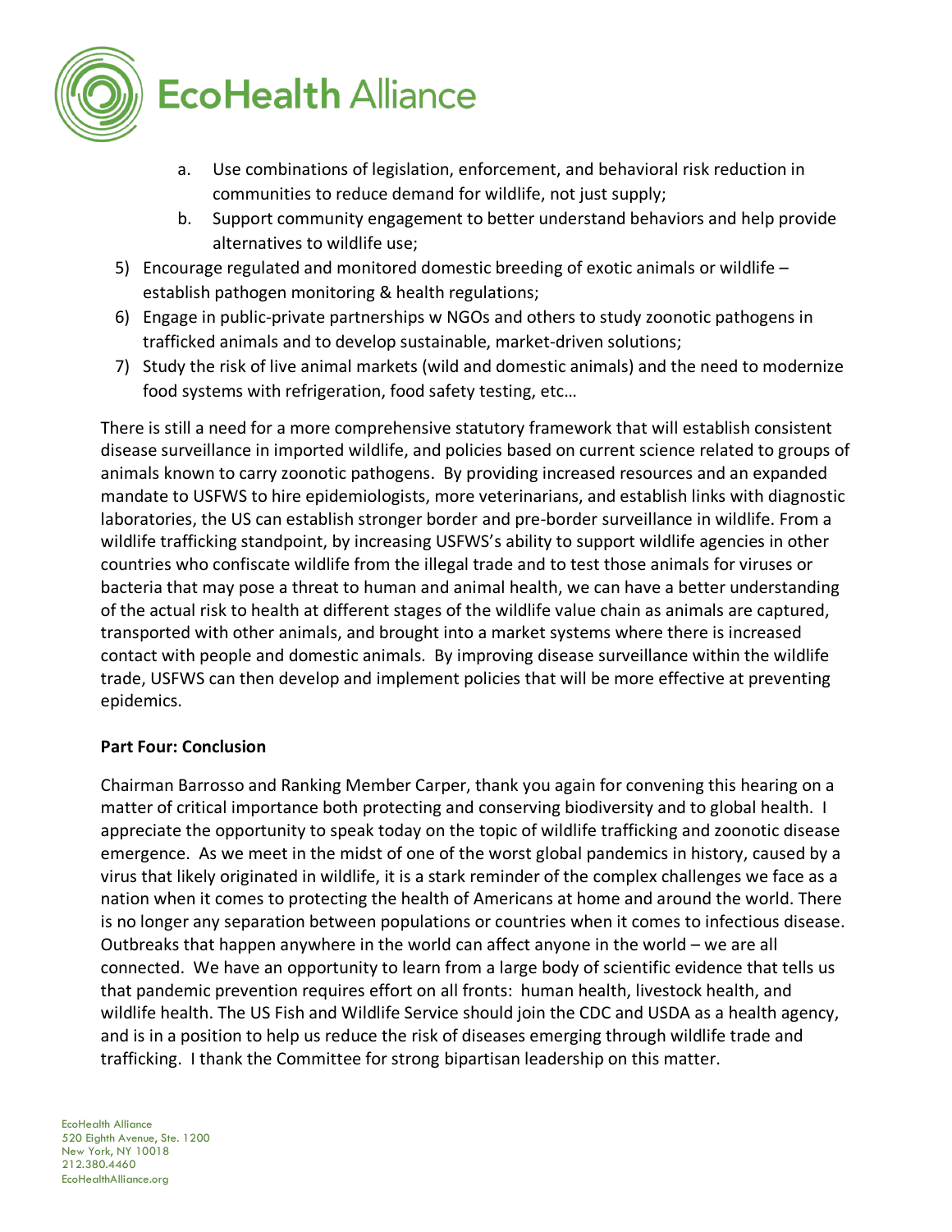a. Use combinations of legislation, enforcement, and behavioral risk reduction in communities to reduce demand for wildlife, not just supply;
   b. Support community engagement to better understand behaviors and help provide alternatives to wildlife use;
5) Encourage regulated and monitored domestic breeding of exotic animals or wildlife – establish pathogen monitoring & health regulations;
6) Engage in public-private partnerships w NGOs and others to study zoonotic pathogens in trafficked animals and to develop sustainable, market-driven solutions;
7) Study the risk of live animal markets (wild and domestic animals) and the need to modernize food systems with refrigeration, food safety testing, etc…

There is still a need for a more comprehensive statutory framework that will establish consistent disease surveillance in imported wildlife, and policies based on current science related to groups of animals known to carry zoonotic pathogens. By providing increased resources and an expanded mandate to USFWS to hire epidemiologists, more veterinarians, and establish links with diagnostic laboratories, the US can establish stronger border and pre-border surveillance in wildlife. From a wildlife trafficking standpoint, by increasing USFWS's ability to support wildlife agencies in other countries who confiscate wildlife from the illegal trade and to test those animals for viruses or bacteria that may pose a threat to human and animal health, we can have a better understanding of the actual risk to health at different stages of the wildlife value chain as animals are captured, transported with other animals, and brought into a market systems where there is increased contact with people and domestic animals. By improving disease surveillance within the wildlife trade, USFWS can then develop and implement policies that will be more effective at preventing epidemics.

**Part Four: Conclusion**

Chairman Barrosso and Ranking Member Carper, thank you again for convening this hearing on a matter of critical importance both protecting and conserving biodiversity and to global health. I appreciate the opportunity to speak today on the topic of wildlife trafficking and zoonotic disease emergence. As we meet in the midst of one of the worst global pandemics in history, caused by a virus that likely originated in wildlife, it is a stark reminder of the complex challenges we face as a nation when it comes to protecting the health of Americans at home and around the world. There is no longer any separation between populations or countries when it comes to infectious disease. Outbreaks that happen anywhere in the world can affect anyone in the world – we are all connected. We have an opportunity to learn from a large body of scientific evidence that tells us that pandemic prevention requires effort on all fronts: human health, livestock health, and wildlife health. The US Fish and Wildlife Service should join the CDC and USDA as a health agency, and is in a position to help us reduce the risk of diseases emerging through wildlife trade and trafficking. I thank the Committee for strong bipartisan leadership on this matter.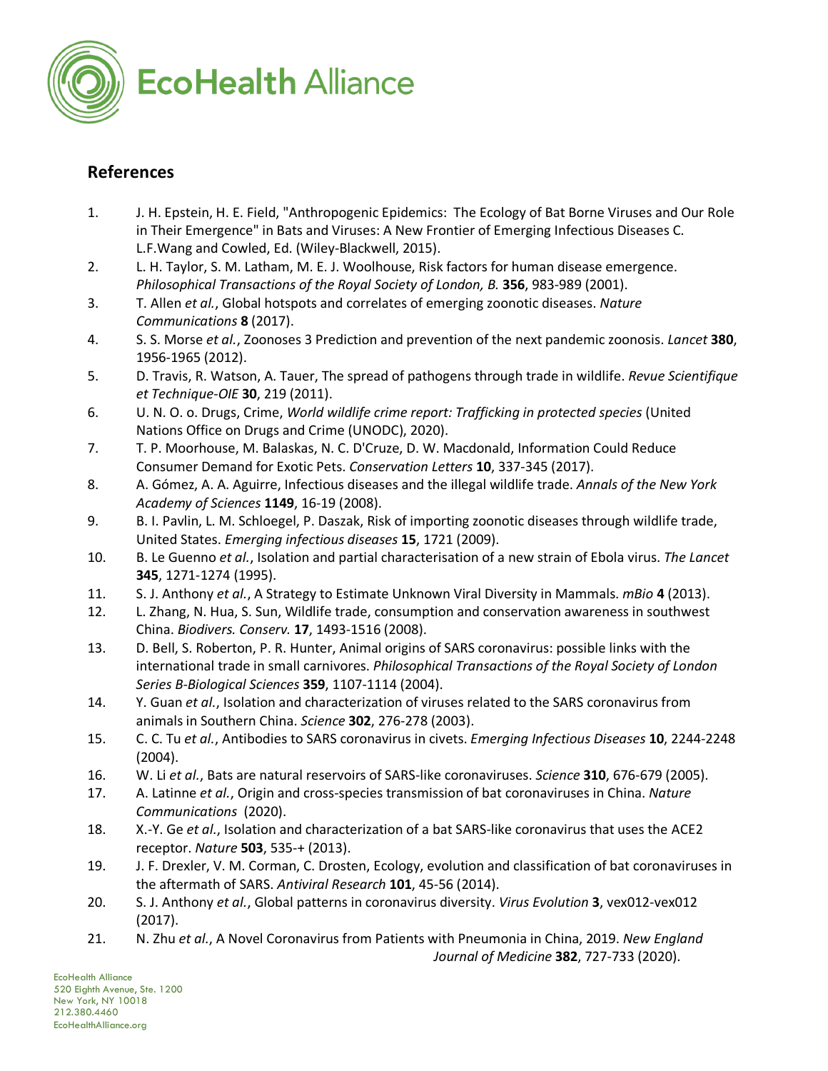## References

1. J. H. Epstein, H. E. Field, "Anthropogenic Epidemics: The Ecology of Bat Borne Viruses and Our Role in Their Emergence" in Bats and Viruses: A New Frontier of Emerging Infectious Diseases C. L.F.Wang and Cowled, Ed. (Wiley-Blackwell, 2015).
2. L. H. Taylor, S. M. Latham, M. E. J. Woolhouse, Risk factors for human disease emergence. *Philosophical Transactions of the Royal Society of London, B.* **356**, 983-989 (2001).
3. T. Allen *et al.*, Global hotspots and correlates of emerging zoonotic diseases. *Nature Communications* **8** (2017).
4. S. S. Morse *et al.*, Zoonoses 3 Prediction and prevention of the next pandemic zoonosis. *Lancet* **380**, 1956-1965 (2012).
5. D. Travis, R. Watson, A. Tauer, The spread of pathogens through trade in wildlife. *Revue Scientifique et Technique-OIE* **30**, 219 (2011).
6. U. N. O. o. Drugs, Crime, *World wildlife crime report: Trafficking in protected species* (United Nations Office on Drugs and Crime (UNODC), 2020).
7. T. P. Moorhouse, M. Balaskas, N. C. D'Cruze, D. W. Macdonald, Information Could Reduce Consumer Demand for Exotic Pets. *Conservation Letters* **10**, 337-345 (2017).
8. A. Gómez, A. A. Aguirre, Infectious diseases and the illegal wildlife trade. *Annals of the New York Academy of Sciences* **1149**, 16-19 (2008).
9. B. I. Pavlin, L. M. Schloegel, P. Daszak, Risk of importing zoonotic diseases through wildlife trade, United States. *Emerging infectious diseases* **15**, 1721 (2009).
10. B. Le Guenno *et al.*, Isolation and partial characterisation of a new strain of Ebola virus. *The Lancet* **345**, 1271-1274 (1995).
11. S. J. Anthony *et al.*, A Strategy to Estimate Unknown Viral Diversity in Mammals. *mBio* **4** (2013).
12. L. Zhang, N. Hua, S. Sun, Wildlife trade, consumption and conservation awareness in southwest China. *Biodivers. Conserv.* **17**, 1493-1516 (2008).
13. D. Bell, S. Roberton, P. R. Hunter, Animal origins of SARS coronavirus: possible links with the international trade in small carnivores. *Philosophical Transactions of the Royal Society of London Series B-Biological Sciences* **359**, 1107-1114 (2004).
14. Y. Guan *et al.*, Isolation and characterization of viruses related to the SARS coronavirus from animals in Southern China. *Science* **302**, 276-278 (2003).
15. C. C. Tu *et al.*, Antibodies to SARS coronavirus in civets. *Emerging Infectious Diseases* **10**, 2244-2248 (2004).
16. W. Li *et al.*, Bats are natural reservoirs of SARS-like coronaviruses. *Science* **310**, 676-679 (2005).
17. A. Latinne *et al.*, Origin and cross-species transmission of bat coronaviruses in China. *Nature Communications* (2020).
18. X.-Y. Ge *et al.*, Isolation and characterization of a bat SARS-like coronavirus that uses the ACE2 receptor. *Nature* **503**, 535-+ (2013).
19. J. F. Drexler, V. M. Corman, C. Drosten, Ecology, evolution and classification of bat coronaviruses in the aftermath of SARS. *Antiviral Research* **101**, 45-56 (2014).
20. S. J. Anthony *et al.*, Global patterns in coronavirus diversity. *Virus Evolution* **3**, vex012-vex012 (2017).
21. N. Zhu *et al.*, A Novel Coronavirus from Patients with Pneumonia in China, 2019. *New England Journal of Medicine* **382**, 727-733 (2020).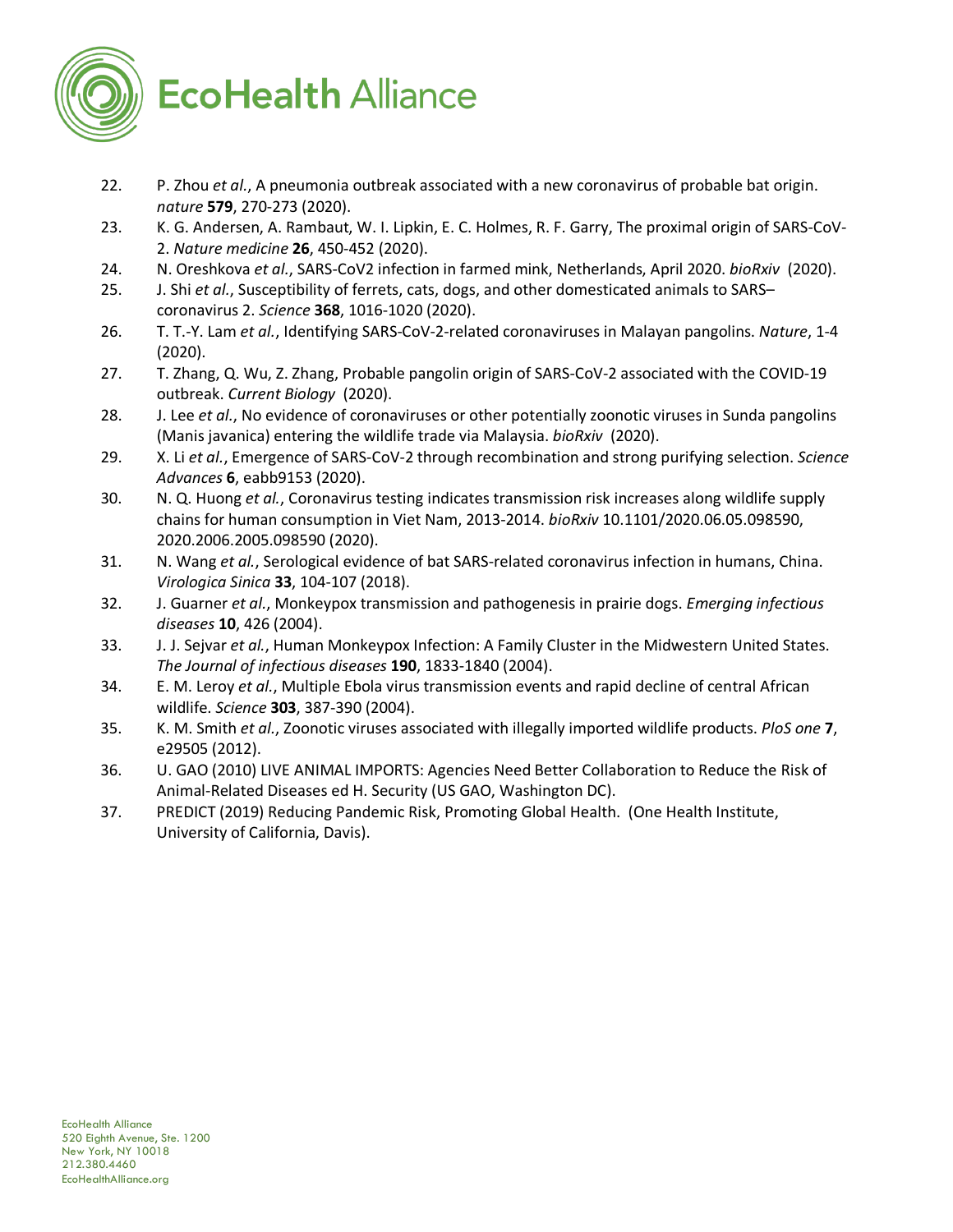22. P. Zhou *et al.*, A pneumonia outbreak associated with a new coronavirus of probable bat origin. *nature* **579**, 270-273 (2020).
23. K. G. Andersen, A. Rambaut, W. I. Lipkin, E. C. Holmes, R. F. Garry, The proximal origin of SARS-CoV-2. *Nature medicine* **26**, 450-452 (2020).
24. N. Oreshkova *et al.*, SARS-CoV2 infection in farmed mink, Netherlands, April 2020. *bioRxiv* (2020).
25. J. Shi *et al.*, Susceptibility of ferrets, cats, dogs, and other domesticated animals to SARS–coronavirus 2. *Science* **368**, 1016-1020 (2020).
26. T. T.-Y. Lam *et al.*, Identifying SARS-CoV-2-related coronaviruses in Malayan pangolins. *Nature*, 1-4 (2020).
27. T. Zhang, Q. Wu, Z. Zhang, Probable pangolin origin of SARS-CoV-2 associated with the COVID-19 outbreak. *Current Biology* (2020).
28. J. Lee *et al.*, No evidence of coronaviruses or other potentially zoonotic viruses in Sunda pangolins (Manis javanica) entering the wildlife trade via Malaysia. *bioRxiv* (2020).
29. X. Li *et al.*, Emergence of SARS-CoV-2 through recombination and strong purifying selection. *Science Advances* **6**, eabb9153 (2020).
30. N. Q. Huong *et al.*, Coronavirus testing indicates transmission risk increases along wildlife supply chains for human consumption in Viet Nam, 2013-2014. *bioRxiv* 10.1101/2020.06.05.098590, 2020.2006.2005.098590 (2020).
31. N. Wang *et al.*, Serological evidence of bat SARS-related coronavirus infection in humans, China. *Virologica Sinica* **33**, 104-107 (2018).
32. J. Guarner *et al.*, Monkeypox transmission and pathogenesis in prairie dogs. *Emerging infectious diseases* **10**, 426 (2004).
33. J. J. Sejvar *et al.*, Human Monkeypox Infection: A Family Cluster in the Midwestern United States. *The Journal of infectious diseases* **190**, 1833-1840 (2004).
34. E. M. Leroy *et al.*, Multiple Ebola virus transmission events and rapid decline of central African wildlife. *Science* **303**, 387-390 (2004).
35. K. M. Smith *et al.*, Zoonotic viruses associated with illegally imported wildlife products. *PloS one* **7**, e29505 (2012).
36. U. GAO (2010) LIVE ANIMAL IMPORTS: Agencies Need Better Collaboration to Reduce the Risk of Animal-Related Diseases ed H. Security (US GAO, Washington DC).
37. PREDICT (2019) Reducing Pandemic Risk, Promoting Global Health. (One Health Institute, University of California, Davis).